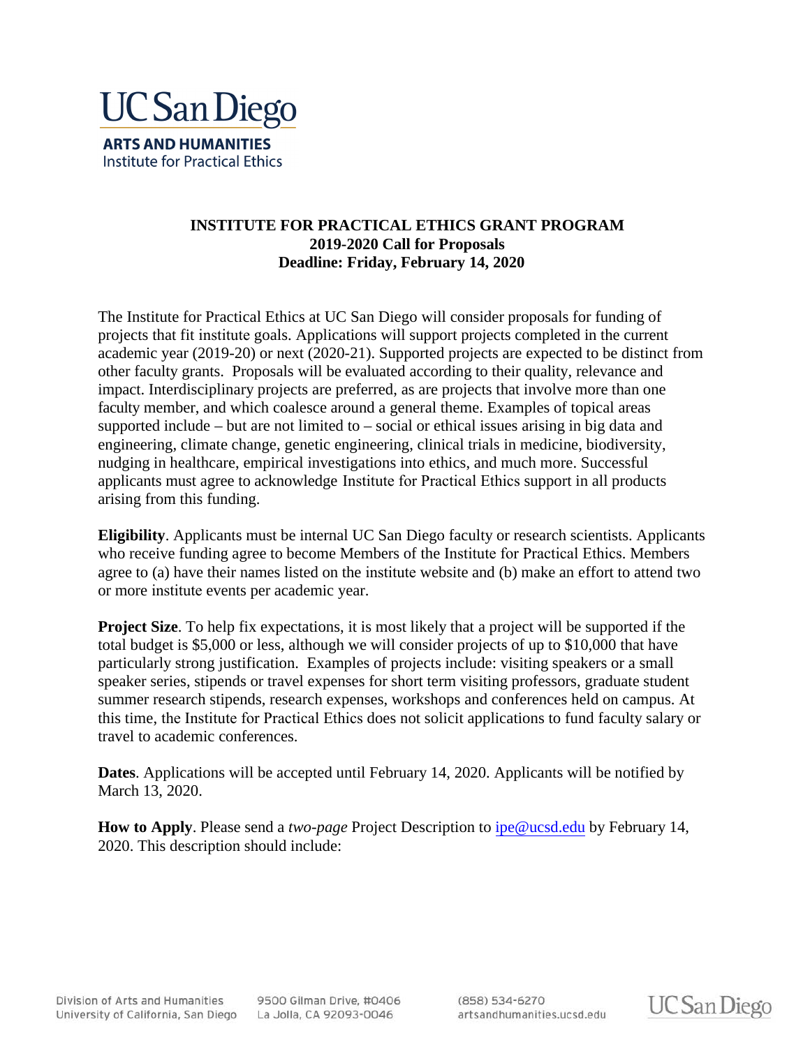UC San Diego

**ARTS AND HUMANITIES**
Institute for Practical Ethics

# INSTITUTE FOR PRACTICAL ETHICS GRANT PROGRAM
## 2019-2020 Call for Proposals
## Deadline: Friday, February 14, 2020

The Institute for Practical Ethics at UC San Diego will consider proposals for funding of projects that fit institute goals. Applications will support projects completed in the current academic year (2019-20) or next (2020-21). Supported projects are expected to be distinct from other faculty grants. Proposals will be evaluated according to their quality, relevance and impact. Interdisciplinary projects are preferred, as are projects that involve more than one faculty member, and which coalesce around a general theme. Examples of topical areas supported include – but are not limited to – social or ethical issues arising in big data and engineering, climate change, genetic engineering, clinical trials in medicine, biodiversity, nudging in healthcare, empirical investigations into ethics, and much more. Successful applicants must agree to acknowledge Institute for Practical Ethics support in all products arising from this funding.

**Eligibility**. Applicants must be internal UC San Diego faculty or research scientists. Applicants who receive funding agree to become Members of the Institute for Practical Ethics. Members agree to (a) have their names listed on the institute website and (b) make an effort to attend two or more institute events per academic year.

**Project Size**. To help fix expectations, it is most likely that a project will be supported if the total budget is $5,000 or less, although we will consider projects of up to $10,000 that have particularly strong justification. Examples of projects include: visiting speakers or a small speaker series, stipends or travel expenses for short term visiting professors, graduate student summer research stipends, research expenses, workshops and conferences held on campus. At this time, the Institute for Practical Ethics does not solicit applications to fund faculty salary or travel to academic conferences.

**Dates**. Applications will be accepted until February 14, 2020. Applicants will be notified by March 13, 2020.

**How to Apply**. Please send a *two-page* Project Description to ipe@ucsd.edu by February 14, 2020. This description should include: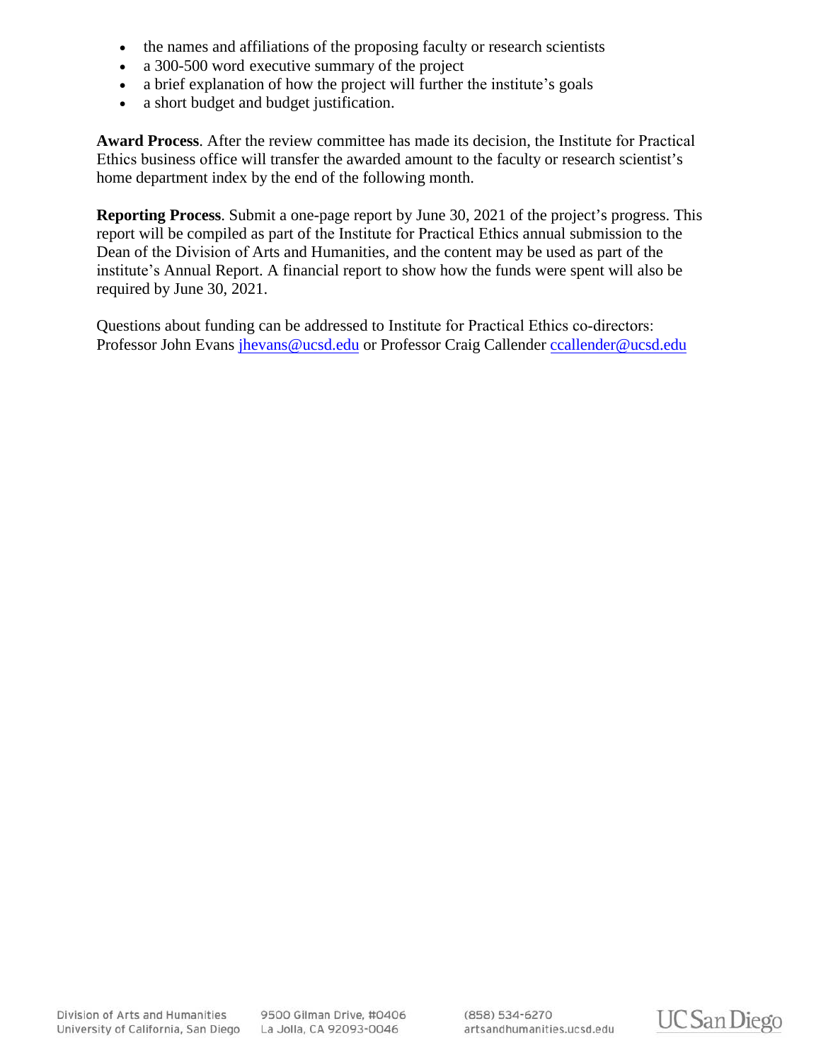- the names and affiliations of the proposing faculty or research scientists
- a 300-500 word executive summary of the project
- a brief explanation of how the project will further the institute's goals
- a short budget and budget justification.

**Award Process**. After the review committee has made its decision, the Institute for Practical Ethics business office will transfer the awarded amount to the faculty or research scientist's home department index by the end of the following month.

**Reporting Process**. Submit a one-page report by June 30, 2021 of the project's progress. This report will be compiled as part of the Institute for Practical Ethics annual submission to the Dean of the Division of Arts and Humanities, and the content may be used as part of the institute's Annual Report. A financial report to show how the funds were spent will also be required by June 30, 2021.

Questions about funding can be addressed to Institute for Practical Ethics co-directors: Professor John Evans jhevans@ucsd.edu or Professor Craig Callender ccallender@ucsd.edu